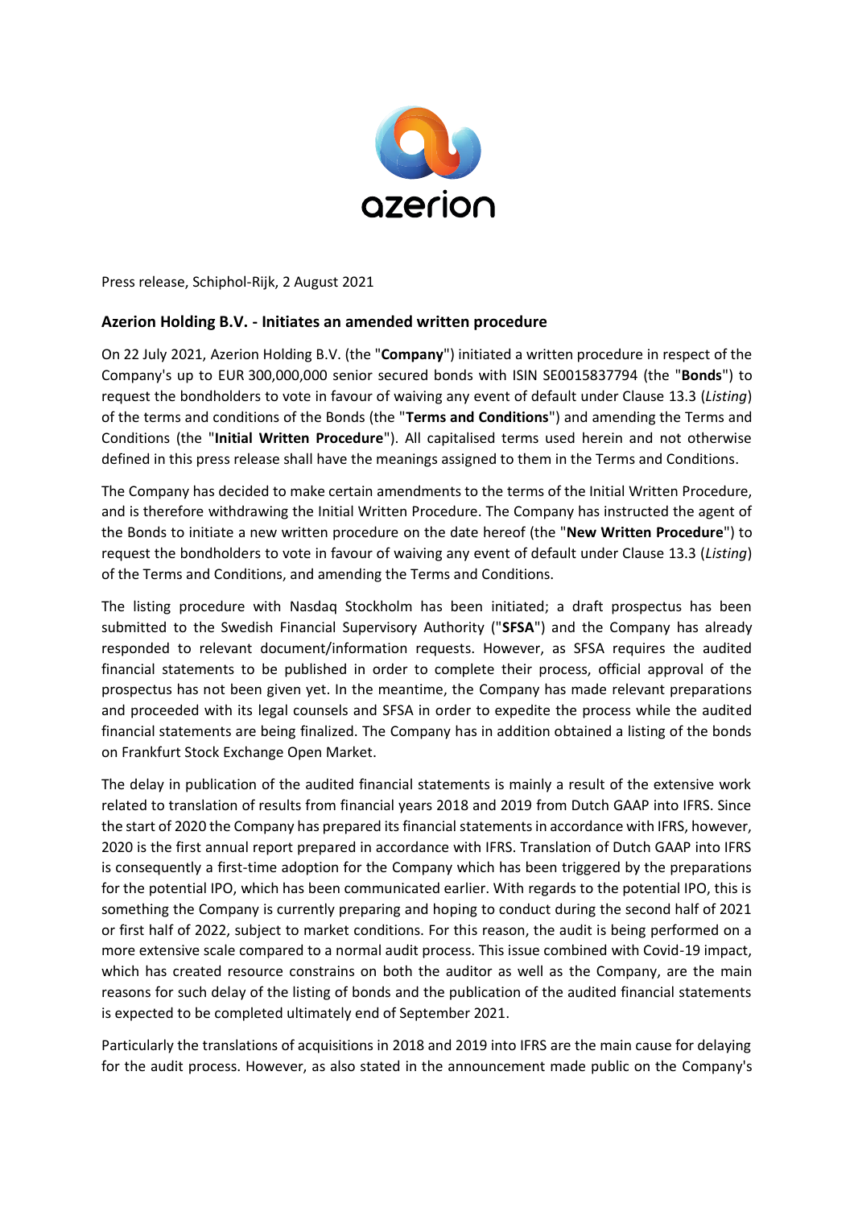Press release, Schiphol-Rijk, 2 August 2021

## Azerion Holding B.V. - Initiates an amended written procedure

On 22 July 2021, Azerion Holding B.V. (the "**Company**") initiated a written procedure in respect of the Company's up to EUR 300,000,000 senior secured bonds with ISIN SE0015837794 (the "**Bonds**") to request the bondholders to vote in favour of waiving any event of default under Clause 13.3 (*Listing*) of the terms and conditions of the Bonds (the "**Terms and Conditions**") and amending the Terms and Conditions (the "**Initial Written Procedure**"). All capitalised terms used herein and not otherwise defined in this press release shall have the meanings assigned to them in the Terms and Conditions.

The Company has decided to make certain amendments to the terms of the Initial Written Procedure, and is therefore withdrawing the Initial Written Procedure. The Company has instructed the agent of the Bonds to initiate a new written procedure on the date hereof (the "**New Written Procedure**") to request the bondholders to vote in favour of waiving any event of default under Clause 13.3 (*Listing*) of the Terms and Conditions, and amending the Terms and Conditions.

The listing procedure with Nasdaq Stockholm has been initiated; a draft prospectus has been submitted to the Swedish Financial Supervisory Authority ("**SFSA**") and the Company has already responded to relevant document/information requests. However, as SFSA requires the audited financial statements to be published in order to complete their process, official approval of the prospectus has not been given yet. In the meantime, the Company has made relevant preparations and proceeded with its legal counsels and SFSA in order to expedite the process while the audited financial statements are being finalized. The Company has in addition obtained a listing of the bonds on Frankfurt Stock Exchange Open Market.

The delay in publication of the audited financial statements is mainly a result of the extensive work related to translation of results from financial years 2018 and 2019 from Dutch GAAP into IFRS. Since the start of 2020 the Company has prepared its financial statements in accordance with IFRS, however, 2020 is the first annual report prepared in accordance with IFRS. Translation of Dutch GAAP into IFRS is consequently a first-time adoption for the Company which has been triggered by the preparations for the potential IPO, which has been communicated earlier. With regards to the potential IPO, this is something the Company is currently preparing and hoping to conduct during the second half of 2021 or first half of 2022, subject to market conditions. For this reason, the audit is being performed on a more extensive scale compared to a normal audit process. This issue combined with Covid-19 impact, which has created resource constrains on both the auditor as well as the Company, are the main reasons for such delay of the listing of bonds and the publication of the audited financial statements is expected to be completed ultimately end of September 2021.

Particularly the translations of acquisitions in 2018 and 2019 into IFRS are the main cause for delaying for the audit process. However, as also stated in the announcement made public on the Company's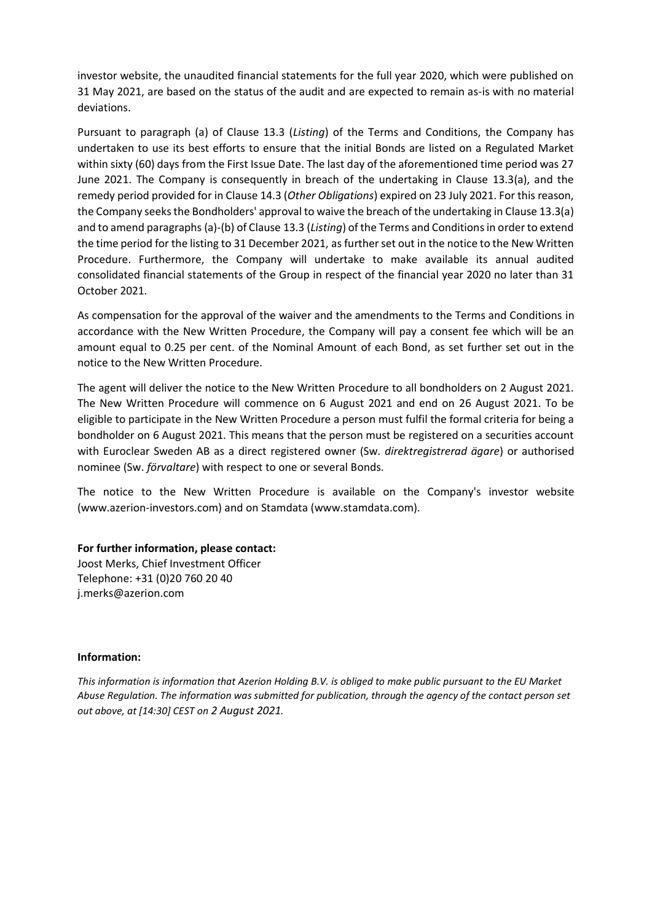investor website, the unaudited financial statements for the full year 2020, which were published on 31 May 2021, are based on the status of the audit and are expected to remain as-is with no material deviations.

Pursuant to paragraph (a) of Clause 13.3 (*Listing*) of the Terms and Conditions, the Company has undertaken to use its best efforts to ensure that the initial Bonds are listed on a Regulated Market within sixty (60) days from the First Issue Date. The last day of the aforementioned time period was 27 June 2021. The Company is consequently in breach of the undertaking in Clause 13.3(a), and the remedy period provided for in Clause 14.3 (*Other Obligations*) expired on 23 July 2021. For this reason, the Company seeks the Bondholders' approval to waive the breach of the undertaking in Clause 13.3(a) and to amend paragraphs (a)-(b) of Clause 13.3 (*Listing*) of the Terms and Conditions in order to extend the time period for the listing to 31 December 2021, as further set out in the notice to the New Written Procedure. Furthermore, the Company will undertake to make available its annual audited consolidated financial statements of the Group in respect of the financial year 2020 no later than 31 October 2021.

As compensation for the approval of the waiver and the amendments to the Terms and Conditions in accordance with the New Written Procedure, the Company will pay a consent fee which will be an amount equal to 0.25 per cent. of the Nominal Amount of each Bond, as set further set out in the notice to the New Written Procedure.

The agent will deliver the notice to the New Written Procedure to all bondholders on 2 August 2021. The New Written Procedure will commence on 6 August 2021 and end on 26 August 2021. To be eligible to participate in the New Written Procedure a person must fulfil the formal criteria for being a bondholder on 6 August 2021. This means that the person must be registered on a securities account with Euroclear Sweden AB as a direct registered owner (Sw. *direktregistrerad ägare*) or authorised nominee (Sw. *förvaltare*) with respect to one or several Bonds.

The notice to the New Written Procedure is available on the Company's investor website (www.azerion-investors.com) and on Stamdata (www.stamdata.com).

**For further information, please contact:**
Joost Merks, Chief Investment Officer
Telephone: +31 (0)20 760 20 40
j.merks@azerion.com

**Information:**

*This information is information that Azerion Holding B.V. is obliged to make public pursuant to the EU Market Abuse Regulation. The information was submitted for publication, through the agency of the contact person set out above, at [14:30] CEST on 2 August 2021.*